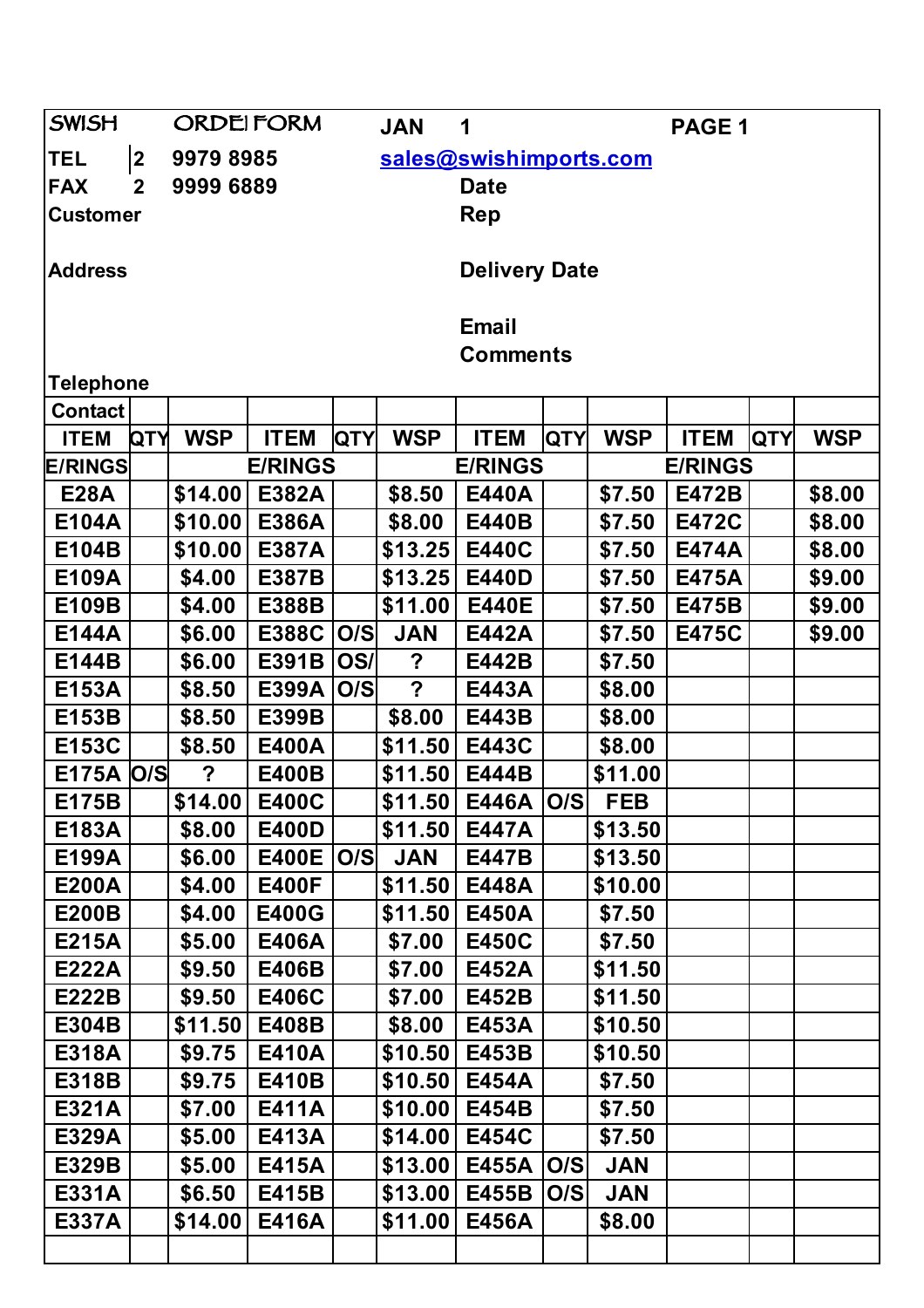SWISH ORDEI FORM JAN 1 PAGE 1

TEL 2 9979 8985 sales@swishimports.com

FAX 2 9999 6889 Date

Customer Rep

Address Delivery Date

Email

Comments

Telephone

Contact

| ITEM | QTY | WSP | ITEM | QTY | WSP | ITEM | QTY | WSP | ITEM | QTY | WSP |
|---|---|---|---|---|---|---|---|---|---|---|---|
| E/RINGS | | | E/RINGS | | | E/RINGS | | | E/RINGS | | |
| E28A | | $14.00 | E382A | | $8.50 | E440A | | $7.50 | E472B | | $8.00 |
| E104A | | $10.00 | E386A | | $8.00 | E440B | | $7.50 | E472C | | $8.00 |
| E104B | | $10.00 | E387A | | $13.25 | E440C | | $7.50 | E474A | | $8.00 |
| E109A | | $4.00 | E387B | | $13.25 | E440D | | $7.50 | E475A | | $9.00 |
| E109B | | $4.00 | E388B | | $11.00 | E440E | | $7.50 | E475B | | $9.00 |
| E144A | | $6.00 | E388C | O/S | JAN | E442A | | $7.50 | E475C | | $9.00 |
| E144B | | $6.00 | E391B | OS/ | ? | E442B | | $7.50 | | | |
| E153A | | $8.50 | E399A | O/S | ? | E443A | | $8.00 | | | |
| E153B | | $8.50 | E399B | | $8.00 | E443B | | $8.00 | | | |
| E153C | | $8.50 | E400A | | $11.50 | E443C | | $8.00 | | | |
| E175A | O/S | ? | E400B | | $11.50 | E444B | | $11.00 | | | |
| E175B | | $14.00 | E400C | | $11.50 | E446A | O/S | FEB | | | |
| E183A | | $8.00 | E400D | | $11.50 | E447A | | $13.50 | | | |
| E199A | | $6.00 | E400E | O/S | JAN | E447B | | $13.50 | | | |
| E200A | | $4.00 | E400F | | $11.50 | E448A | | $10.00 | | | |
| E200B | | $4.00 | E400G | | $11.50 | E450A | | $7.50 | | | |
| E215A | | $5.00 | E406A | | $7.00 | E450C | | $7.50 | | | |
| E222A | | $9.50 | E406B | | $7.00 | E452A | | $11.50 | | | |
| E222B | | $9.50 | E406C | | $7.00 | E452B | | $11.50 | | | |
| E304B | | $11.50 | E408B | | $8.00 | E453A | | $10.50 | | | |
| E318A | | $9.75 | E410A | | $10.50 | E453B | | $10.50 | | | |
| E318B | | $9.75 | E410B | | $10.50 | E454A | | $7.50 | | | |
| E321A | | $7.00 | E411A | | $10.00 | E454B | | $7.50 | | | |
| E329A | | $5.00 | E413A | | $14.00 | E454C | | $7.50 | | | |
| E329B | | $5.00 | E415A | | $13.00 | E455A | O/S | JAN | | | |
| E331A | | $6.50 | E415B | | $13.00 | E455B | O/S | JAN | | | |
| E337A | | $14.00 | E416A | | $11.00 | E456A | | $8.00 | | | |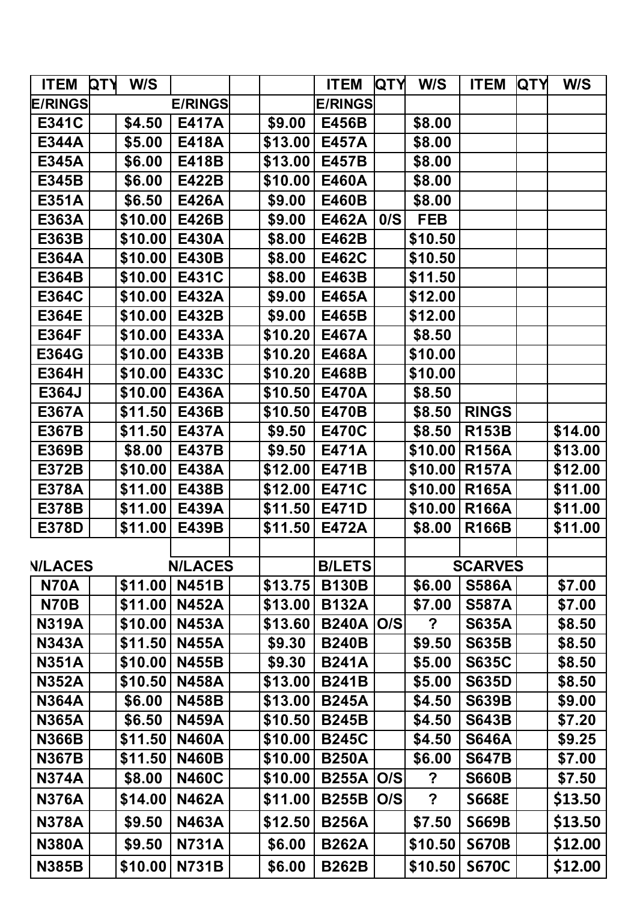| ITEM | QTY | W/S | | | | ITEM | QTY | W/S | ITEM | QTY | W/S |
|---|---|---|---|---|---|---|---|---|---|---|---|
| E/RINGS | | | E/RINGS | | | E/RINGS | | | | | |
| E341C | | $4.50 | E417A | | $9.00 | E456B | | $8.00 | | | |
| E344A | | $5.00 | E418A | | $13.00 | E457A | | $8.00 | | | |
| E345A | | $6.00 | E418B | | $13.00 | E457B | | $8.00 | | | |
| E345B | | $6.00 | E422B | | $10.00 | E460A | | $8.00 | | | |
| E351A | | $6.50 | E426A | | $9.00 | E460B | | $8.00 | | | |
| E363A | | $10.00 | E426B | | $9.00 | E462A | 0/S | FEB | | | |
| E363B | | $10.00 | E430A | | $8.00 | E462B | | $10.50 | | | |
| E364A | | $10.00 | E430B | | $8.00 | E462C | | $10.50 | | | |
| E364B | | $10.00 | E431C | | $8.00 | E463B | | $11.50 | | | |
| E364C | | $10.00 | E432A | | $9.00 | E465A | | $12.00 | | | |
| E364E | | $10.00 | E432B | | $9.00 | E465B | | $12.00 | | | |
| E364F | | $10.00 | E433A | | $10.20 | E467A | | $8.50 | | | |
| E364G | | $10.00 | E433B | | $10.20 | E468A | | $10.00 | | | |
| E364H | | $10.00 | E433C | | $10.20 | E468B | | $10.00 | | | |
| E364J | | $10.00 | E436A | | $10.50 | E470A | | $8.50 | | | |
| E367A | | $11.50 | E436B | | $10.50 | E470B | | $8.50 | RINGS | | |
| E367B | | $11.50 | E437A | | $9.50 | E470C | | $8.50 | R153B | | $14.00 |
| E369B | | $8.00 | E437B | | $9.50 | E471A | | $10.00 | R156A | | $13.00 |
| E372B | | $10.00 | E438A | | $12.00 | E471B | | $10.00 | R157A | | $12.00 |
| E378A | | $11.00 | E438B | | $12.00 | E471C | | $10.00 | R165A | | $11.00 |
| E378B | | $11.00 | E439A | | $11.50 | E471D | | $10.00 | R166A | | $11.00 |
| E378D | | $11.00 | E439B | | $11.50 | E472A | | $8.00 | R166B | | $11.00 |
| | | | | | | | | | | | |
| N/LACES | | | N/LACES | | | B/LETS | | | SCARVES | | |
| N70A | | $11.00 | N451B | | $13.75 | B130B | | $6.00 | S586A | | $7.00 |
| N70B | | $11.00 | N452A | | $13.00 | B132A | | $7.00 | S587A | | $7.00 |
| N319A | | $10.00 | N453A | | $13.60 | B240A | O/S | ? | S635A | | $8.50 |
| N343A | | $11.50 | N455A | | $9.30 | B240B | | $9.50 | S635B | | $8.50 |
| N351A | | $10.00 | N455B | | $9.30 | B241A | | $5.00 | S635C | | $8.50 |
| N352A | | $10.50 | N458A | | $13.00 | B241B | | $5.00 | S635D | | $8.50 |
| N364A | | $6.00 | N458B | | $13.00 | B245A | | $4.50 | S639B | | $9.00 |
| N365A | | $6.50 | N459A | | $10.50 | B245B | | $4.50 | S643B | | $7.20 |
| N366B | | $11.50 | N460A | | $10.00 | B245C | | $4.50 | S646A | | $9.25 |
| N367B | | $11.50 | N460B | | $10.00 | B250A | | $6.00 | S647B | | $7.00 |
| N374A | | $8.00 | N460C | | $10.00 | B255A | O/S | ? | S660B | | $7.50 |
| N376A | | $14.00 | N462A | | $11.00 | B255B | O/S | ? | S668E | | $13.50 |
| N378A | | $9.50 | N463A | | $12.50 | B256A | | $7.50 | S669B | | $13.50 |
| N380A | | $9.50 | N731A | | $6.00 | B262A | | $10.50 | S670B | | $12.00 |
| N385B | | $10.00 | N731B | | $6.00 | B262B | | $10.50 | S670C | | $12.00 |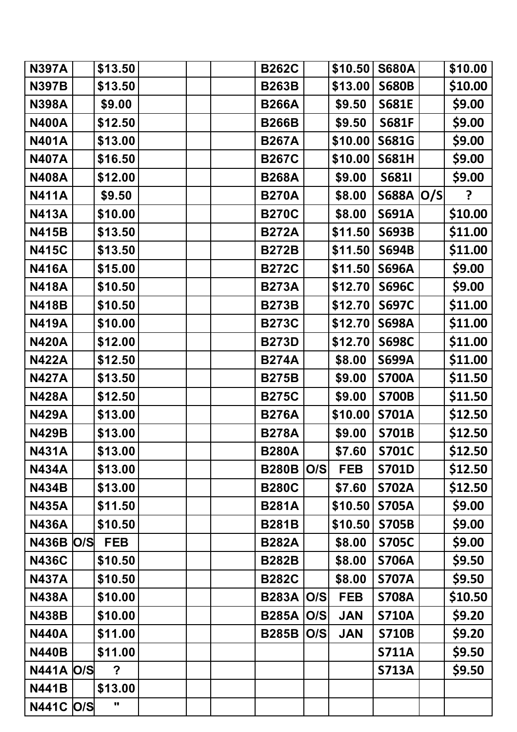| N397A | | $13.50 | | | | B262C | | $10.50 | S680A | | $10.00 |
|---|---|---|---|---|---|---|---|---|---|---|---|
| N397B | | $13.50 | | | | B263B | | $13.00 | S680B | | $10.00 |
| N398A | | $9.00 | | | | B266A | | $9.50 | S681E | | $9.00 |
| N400A | | $12.50 | | | | B266B | | $9.50 | S681F | | $9.00 |
| N401A | | $13.00 | | | | B267A | | $10.00 | S681G | | $9.00 |
| N407A | | $16.50 | | | | B267C | | $10.00 | S681H | | $9.00 |
| N408A | | $12.00 | | | | B268A | | $9.00 | S681I | | $9.00 |
| N411A | | $9.50 | | | | B270A | | $8.00 | S688A | O/S | ? |
| N413A | | $10.00 | | | | B270C | | $8.00 | S691A | | $10.00 |
| N415B | | $13.50 | | | | B272A | | $11.50 | S693B | | $11.00 |
| N415C | | $13.50 | | | | B272B | | $11.50 | S694B | | $11.00 |
| N416A | | $15.00 | | | | B272C | | $11.50 | S696A | | $9.00 |
| N418A | | $10.50 | | | | B273A | | $12.70 | S696C | | $9.00 |
| N418B | | $10.50 | | | | B273B | | $12.70 | S697C | | $11.00 |
| N419A | | $10.00 | | | | B273C | | $12.70 | S698A | | $11.00 |
| N420A | | $12.00 | | | | B273D | | $12.70 | S698C | | $11.00 |
| N422A | | $12.50 | | | | B274A | | $8.00 | S699A | | $11.00 |
| N427A | | $13.50 | | | | B275B | | $9.00 | S700A | | $11.50 |
| N428A | | $12.50 | | | | B275C | | $9.00 | S700B | | $11.50 |
| N429A | | $13.00 | | | | B276A | | $10.00 | S701A | | $12.50 |
| N429B | | $13.00 | | | | B278A | | $9.00 | S701B | | $12.50 |
| N431A | | $13.00 | | | | B280A | | $7.60 | S701C | | $12.50 |
| N434A | | $13.00 | | | | B280B | O/S | FEB | S701D | | $12.50 |
| N434B | | $13.00 | | | | B280C | | $7.60 | S702A | | $12.50 |
| N435A | | $11.50 | | | | B281A | | $10.50 | S705A | | $9.00 |
| N436A | | $10.50 | | | | B281B | | $10.50 | S705B | | $9.00 |
| N436B | O/S | FEB | | | | B282A | | $8.00 | S705C | | $9.00 |
| N436C | | $10.50 | | | | B282B | | $8.00 | S706A | | $9.50 |
| N437A | | $10.50 | | | | B282C | | $8.00 | S707A | | $9.50 |
| N438A | | $10.00 | | | | B283A | O/S | FEB | S708A | | $10.50 |
| N438B | | $10.00 | | | | B285A | O/S | JAN | S710A | | $9.20 |
| N440A | | $11.00 | | | | B285B | O/S | JAN | S710B | | $9.20 |
| N440B | | $11.00 | | | | | | | S711A | | $9.50 |
| N441A | O/S | ? | | | | | | | S713A | | $9.50 |
| N441B | | $13.00 | | | | | | | | | |
| N441C | O/S | " | | | | | | | | | |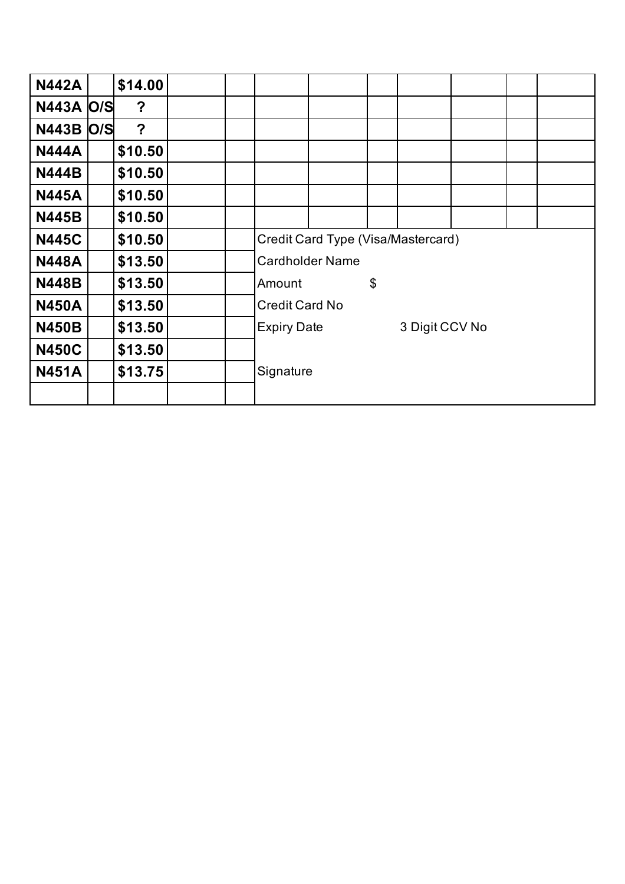| | | | | | | | | | | | |
|---|---|---|---|---|---|---|---|---|---|---|---|
| **N442A** | | **$14.00** | | | | | | | | | |
| **N443A** | **O/S** | **?** | | | | | | | | | |
| **N443B** | **O/S** | **?** | | | | | | | | | |
| **N444A** | | **$10.50** | | | | | | | | | |
| **N444B** | | **$10.50** | | | | | | | | | |
| **N445A** | | **$10.50** | | | | | | | | | |
| **N445B** | | **$10.50** | | | | | | | | | |
| **N445C** | | **$10.50** | | | Credit Card Type (Visa/Mastercard) | | | | | | |
| **N448A** | | **$13.50** | | | Cardholder Name | | | | | | |
| **N448B** | | **$13.50** | | | Amount | | $ | | | | |
| **N450A** | | **$13.50** | | | Credit Card No | | | | | | |
| **N450B** | | **$13.50** | | | Expiry Date | | | 3 Digit CCV No | | | |
| **N450C** | | **$13.50** | | | | | | | | | |
| **N451A** | | **$13.75** | | | Signature | | | | | | |
| | | | | | | | | | | | |